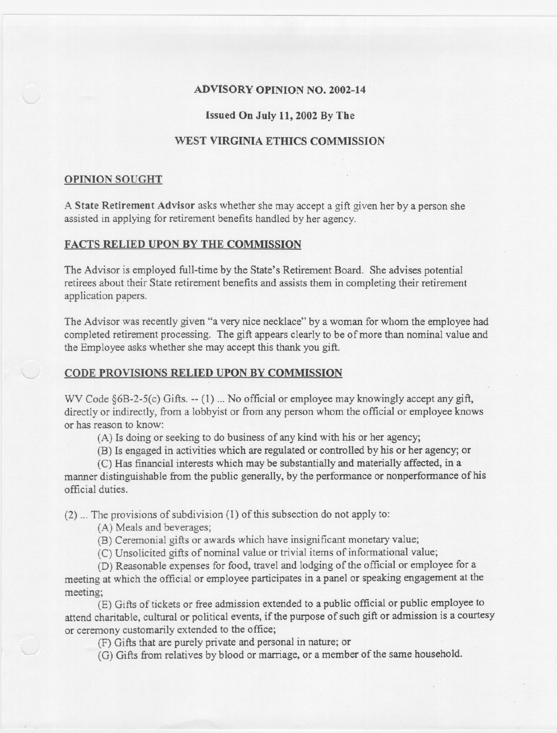# ADVISORY OPINION NO. 2002-14

**Issued On July 11, 2002 By The**

**WEST VIRGINIA ETHICS COMMISSION**

## OPINION SOUGHT

A **State Retirement Advisor** asks whether she may accept a gift given her by a person she assisted in applying for retirement benefits handled by her agency.

## FACTS RELIED UPON BY THE COMMISSION

The Advisor is employed full-time by the State's Retirement Board. She advises potential retirees about their State retirement benefits and assists them in completing their retirement application papers.

The Advisor was recently given "a very nice necklace" by a woman for whom the employee had completed retirement processing. The gift appears clearly to be of more than nominal value and the Employee asks whether she may accept this thank you gift.

## CODE PROVISIONS RELIED UPON BY COMMISSION

WV Code §6B-2-5(c) Gifts. -- (1) ... No official or employee may knowingly accept any gift, directly or indirectly, from a lobbyist or from any person whom the official or employee knows or has reason to know:

(A) Is doing or seeking to do business of any kind with his or her agency;

(B) Is engaged in activities which are regulated or controlled by his or her agency; or

(C) Has financial interests which may be substantially and materially affected, in a manner distinguishable from the public generally, by the performance or nonperformance of his official duties.

(2) ... The provisions of subdivision (1) of this subsection do not apply to:

(A) Meals and beverages;

(B) Ceremonial gifts or awards which have insignificant monetary value;

(C) Unsolicited gifts of nominal value or trivial items of informational value;

(D) Reasonable expenses for food, travel and lodging of the official or employee for a meeting at which the official or employee participates in a panel or speaking engagement at the meeting;

(E) Gifts of tickets or free admission extended to a public official or public employee to attend charitable, cultural or political events, if the purpose of such gift or admission is a courtesy or ceremony customarily extended to the office;

(F) Gifts that are purely private and personal in nature; or

(G) Gifts from relatives by blood or marriage, or a member of the same household.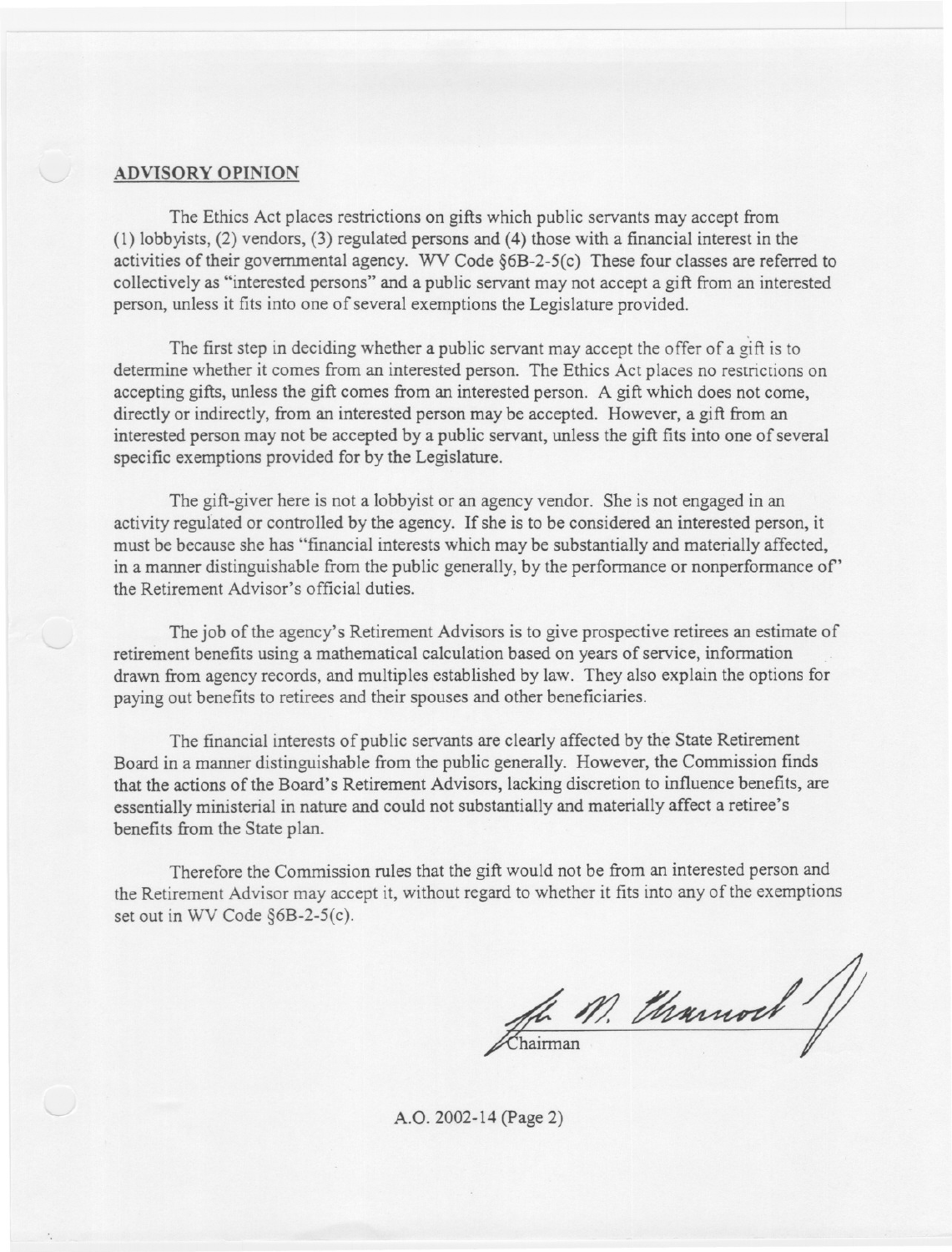## ADVISORY OPINION

The Ethics Act places restrictions on gifts which public servants may accept from (1) lobbyists, (2) vendors, (3) regulated persons and (4) those with a financial interest in the activities of their governmental agency. WV Code §6B-2-5(c) These four classes are referred to collectively as "interested persons" and a public servant may not accept a gift from an interested person, unless it fits into one of several exemptions the Legislature provided.

The first step in deciding whether a public servant may accept the offer of a gift is to determine whether it comes from an interested person. The Ethics Act places no restrictions on accepting gifts, unless the gift comes from an interested person. A gift which does not come, directly or indirectly, from an interested person may be accepted. However, a gift from an interested person may not be accepted by a public servant, unless the gift fits into one of several specific exemptions provided for by the Legislature.

The gift-giver here is not a lobbyist or an agency vendor. She is not engaged in an activity regulated or controlled by the agency. If she is to be considered an interested person, it must be because she has "financial interests which may be substantially and materially affected, in a manner distinguishable from the public generally, by the performance or nonperformance of" the Retirement Advisor's official duties.

The job of the agency's Retirement Advisors is to give prospective retirees an estimate of retirement benefits using a mathematical calculation based on years of service, information drawn from agency records, and multiples established by law. They also explain the options for paying out benefits to retirees and their spouses and other beneficiaries.

The financial interests of public servants are clearly affected by the State Retirement Board in a manner distinguishable from the public generally. However, the Commission finds that the actions of the Board's Retirement Advisors, lacking discretion to influence benefits, are essentially ministerial in nature and could not substantially and materially affect a retiree's benefits from the State plan.

Therefore the Commission rules that the gift would not be from an interested person and the Retirement Advisor may accept it, without regard to whether it fits into any of the exemptions set out in WV Code §6B-2-5(c).

Chairman

A.O. 2002-14 (Page 2)